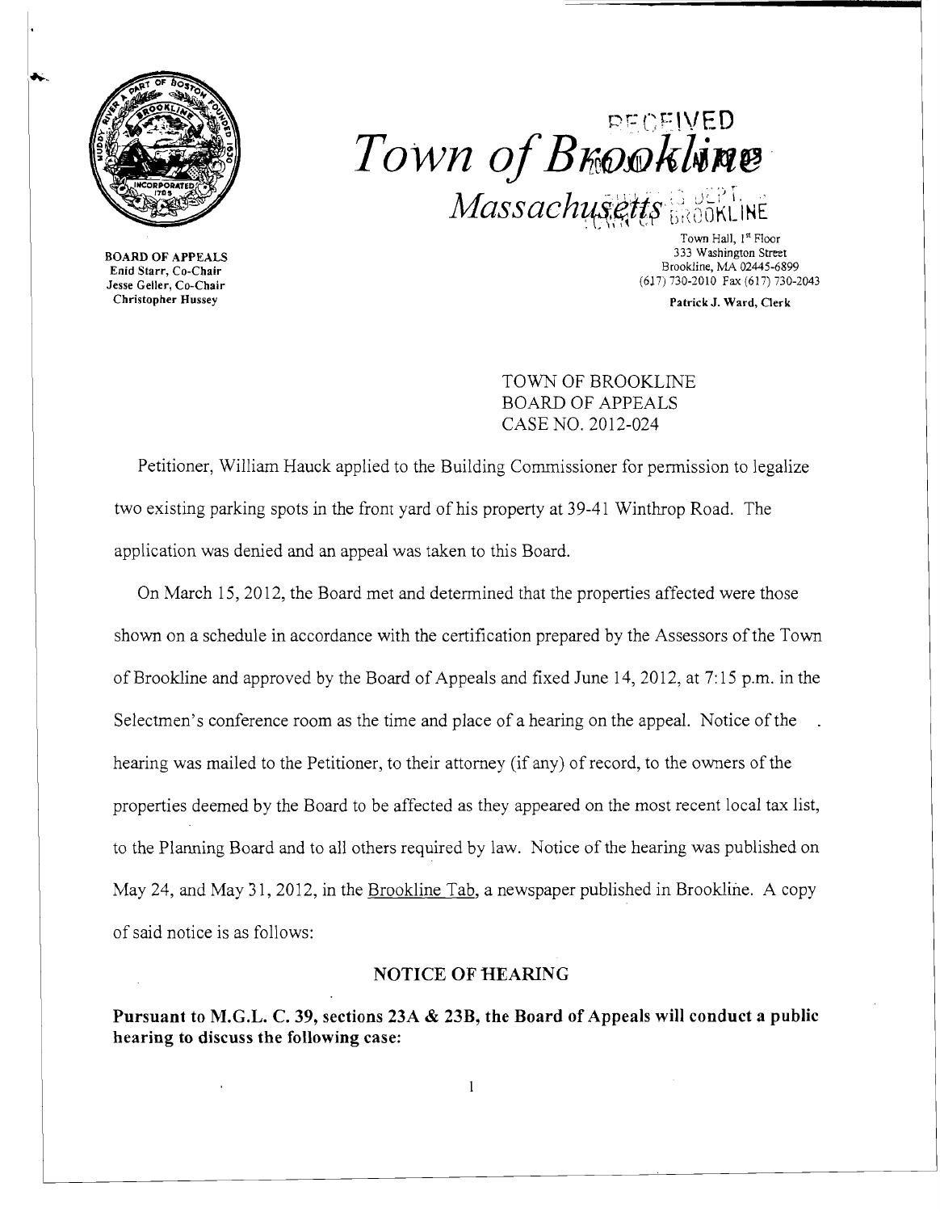# Town of Brookline

*Massachusetts*

**BOARD OF APPEALS**
Enid Starr, Co-Chair
Jesse Geller, Co-Chair
Christopher Hussey

Town Hall, 1st Floor
333 Washington Street
Brookline, MA 02445-6899
(617) 730-2010 Fax (617) 730-2043

Patrick J. Ward, Clerk

TOWN OF BROOKLINE
BOARD OF APPEALS
CASE NO. 2012-024

Petitioner, William Hauck applied to the Building Commissioner for permission to legalize two existing parking spots in the front yard of his property at 39-41 Winthrop Road. The application was denied and an appeal was taken to this Board.

On March 15, 2012, the Board met and determined that the properties affected were those shown on a schedule in accordance with the certification prepared by the Assessors of the Town of Brookline and approved by the Board of Appeals and fixed June 14, 2012, at 7:15 p.m. in the Selectmen's conference room as the time and place of a hearing on the appeal. Notice of the hearing was mailed to the Petitioner, to their attorney (if any) of record, to the owners of the properties deemed by the Board to be affected as they appeared on the most recent local tax list, to the Planning Board and to all others required by law. Notice of the hearing was published on May 24, and May 31, 2012, in the Brookline Tab, a newspaper published in Brookline. A copy of said notice is as follows:

## NOTICE OF HEARING

**Pursuant to M.G.L. C. 39, sections 23A & 23B, the Board of Appeals will conduct a public hearing to discuss the following case:**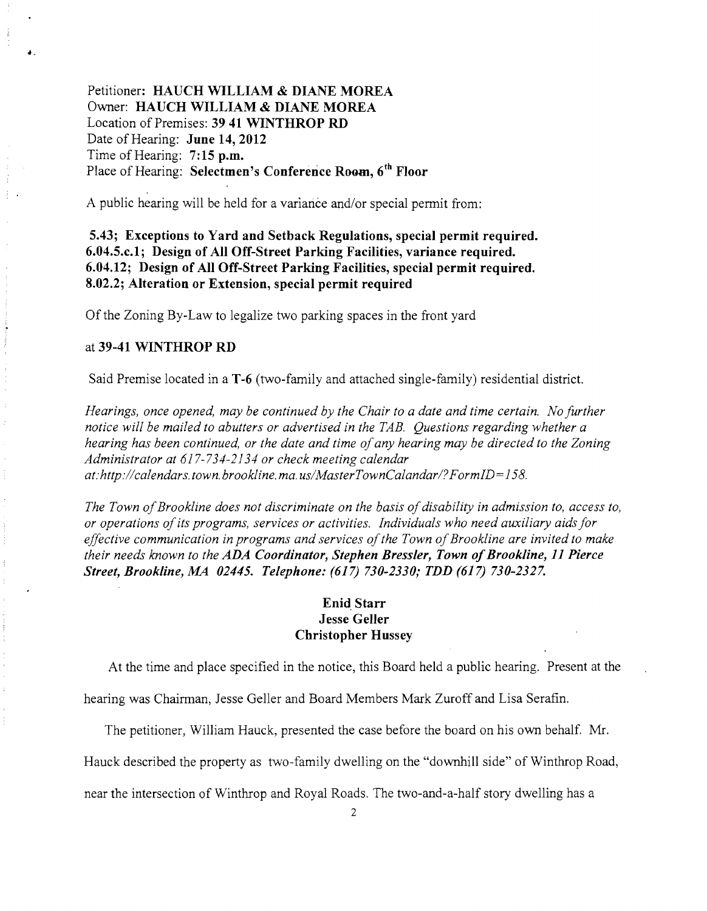Petitioner: **HAUCH WILLIAM & DIANE MOREA**
Owner: **HAUCH WILLIAM & DIANE MOREA**
Location of Premises: **39 41 WINTHROP RD**
Date of Hearing: **June 14, 2012**
Time of Hearing: **7:15 p.m.**
Place of Hearing: **Selectmen's Conference Room, 6th Floor**

A public hearing will be held for a variance and/or special permit from:

**5.43; Exceptions to Yard and Setback Regulations, special permit required.**
**6.04.5.c.1; Design of All Off-Street Parking Facilities, variance required.**
**6.04.12; Design of All Off-Street Parking Facilities, special permit required.**
**8.02.2; Alteration or Extension, special permit required**

Of the Zoning By-Law to legalize two parking spaces in the front yard

at **39-41 WINTHROP RD**

Said Premise located in a **T-6** (two-family and attached single-family) residential district.

*Hearings, once opened, may be continued by the Chair to a date and time certain. No further notice will be mailed to abutters or advertised in the TAB. Questions regarding whether a hearing has been continued, or the date and time of any hearing may be directed to the Zoning Administrator at 617-734-2134 or check meeting calendar at:http://calendars.town.brookline.ma.us/MasterTownCalandar/?FormID=158.*

*The Town of Brookline does not discriminate on the basis of disability in admission to, access to, or operations of its programs, services or activities. Individuals who need auxiliary aids for effective communication in programs and services of the Town of Brookline are invited to make their needs known to the* ***ADA Coordinator, Stephen Bressler, Town of Brookline, 11 Pierce Street, Brookline, MA 02445. Telephone: (617) 730-2330; TDD (617) 730-2327.***

**Enid Starr**
**Jesse Geller**
**Christopher Hussey**

At the time and place specified in the notice, this Board held a public hearing. Present at the hearing was Chairman, Jesse Geller and Board Members Mark Zuroff and Lisa Serafin.

The petitioner, William Hauck, presented the case before the board on his own behalf. Mr. Hauck described the property as two-family dwelling on the "downhill side" of Winthrop Road, near the intersection of Winthrop and Royal Roads. The two-and-a-half story dwelling has a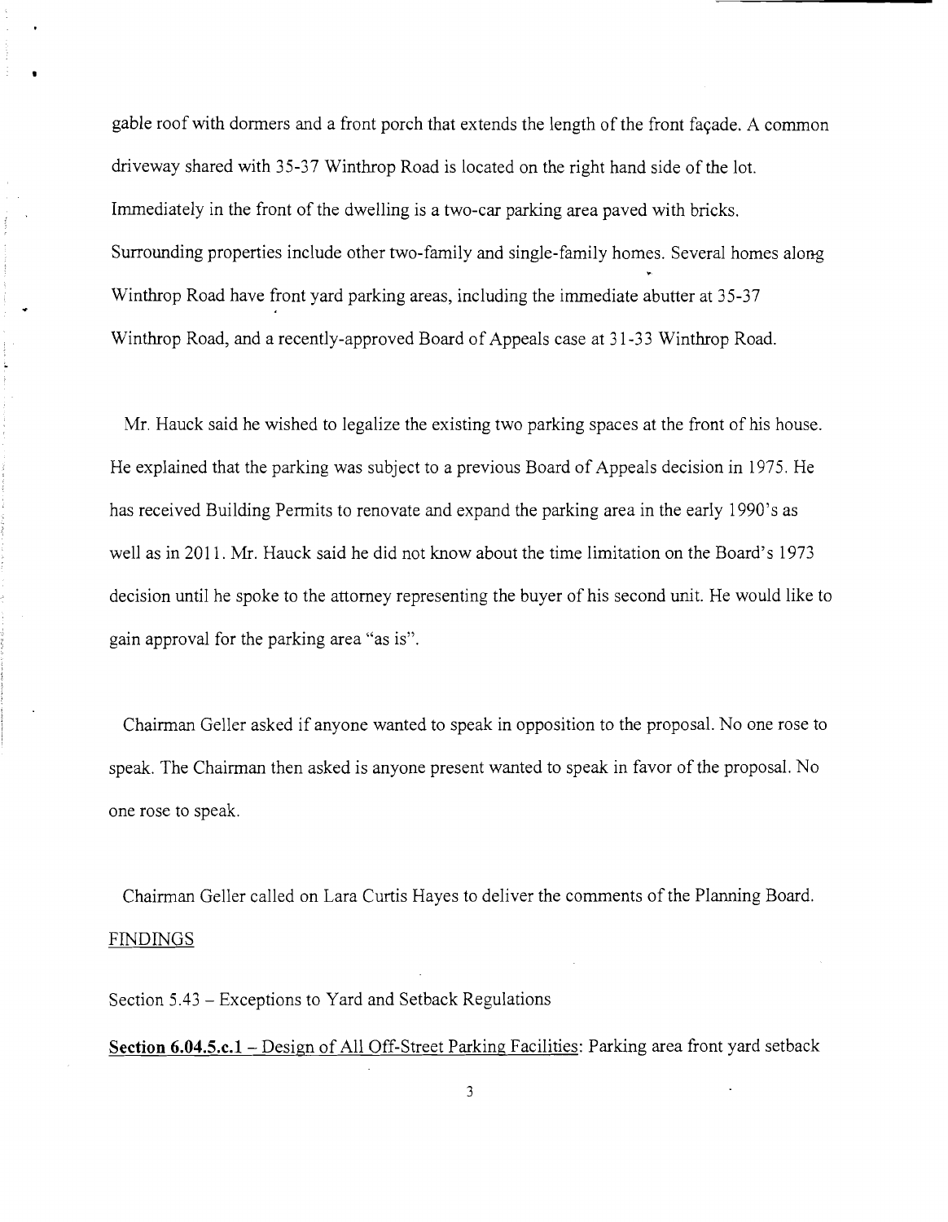gable roof with dormers and a front porch that extends the length of the front façade. A common driveway shared with 35-37 Winthrop Road is located on the right hand side of the lot. Immediately in the front of the dwelling is a two-car parking area paved with bricks. Surrounding properties include other two-family and single-family homes. Several homes along Winthrop Road have front yard parking areas, including the immediate abutter at 35-37 Winthrop Road, and a recently-approved Board of Appeals case at 31-33 Winthrop Road.

Mr. Hauck said he wished to legalize the existing two parking spaces at the front of his house. He explained that the parking was subject to a previous Board of Appeals decision in 1975. He has received Building Permits to renovate and expand the parking area in the early 1990's as well as in 2011. Mr. Hauck said he did not know about the time limitation on the Board's 1973 decision until he spoke to the attorney representing the buyer of his second unit. He would like to gain approval for the parking area "as is".

Chairman Geller asked if anyone wanted to speak in opposition to the proposal. No one rose to speak. The Chairman then asked is anyone present wanted to speak in favor of the proposal. No one rose to speak.

Chairman Geller called on Lara Curtis Hayes to deliver the comments of the Planning Board.

FINDINGS

Section 5.43 – Exceptions to Yard and Setback Regulations

**Section 6.04.5.c.1** – Design of All Off-Street Parking Facilities: Parking area front yard setback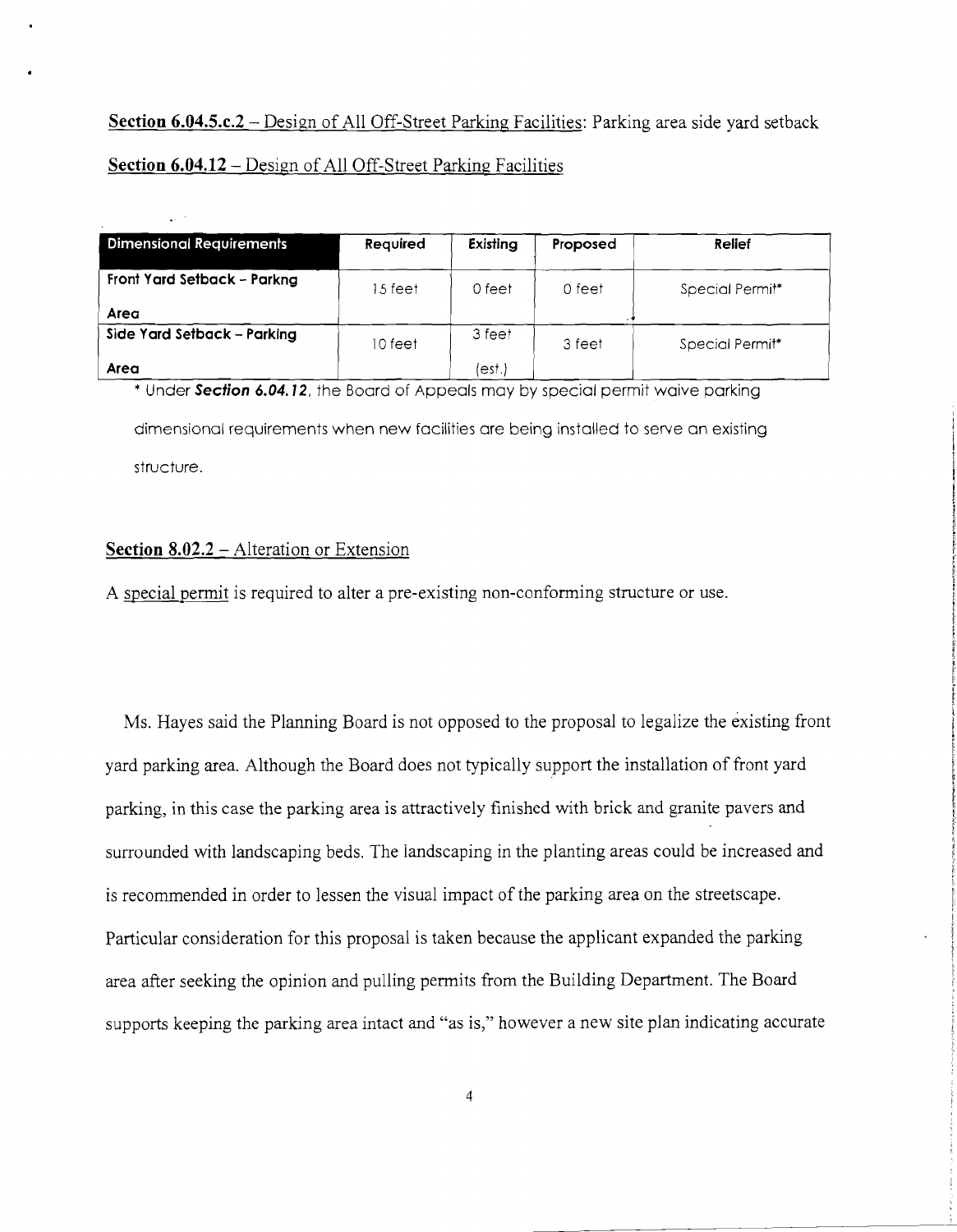**Section 6.04.5.c.2** – Design of All Off-Street Parking Facilities: Parking area side yard setback

**Section 6.04.12** – Design of All Off-Street Parking Facilities

| Dimensional Requirements | Required | Existing | Proposed | Relief |
|---|---|---|---|---|
| Front Yard Setback – Parkng Area | 15 feet | 0 feet | 0 feet | Special Permit* |
| Side Yard Setback – Parking Area | 10 feet | 3 feet (est.) | 3 feet | Special Permit* |

\* Under ***Section 6.04.12***, the Board of Appeals may by special permit waive parking dimensional requirements when new facilities are being installed to serve an existing structure.

**Section 8.02.2** – Alteration or Extension

A special permit is required to alter a pre-existing non-conforming structure or use.

Ms. Hayes said the Planning Board is not opposed to the proposal to legalize the existing front yard parking area. Although the Board does not typically support the installation of front yard parking, in this case the parking area is attractively finished with brick and granite pavers and surrounded with landscaping beds. The landscaping in the planting areas could be increased and is recommended in order to lessen the visual impact of the parking area on the streetscape. Particular consideration for this proposal is taken because the applicant expanded the parking area after seeking the opinion and pulling permits from the Building Department. The Board supports keeping the parking area intact and "as is," however a new site plan indicating accurate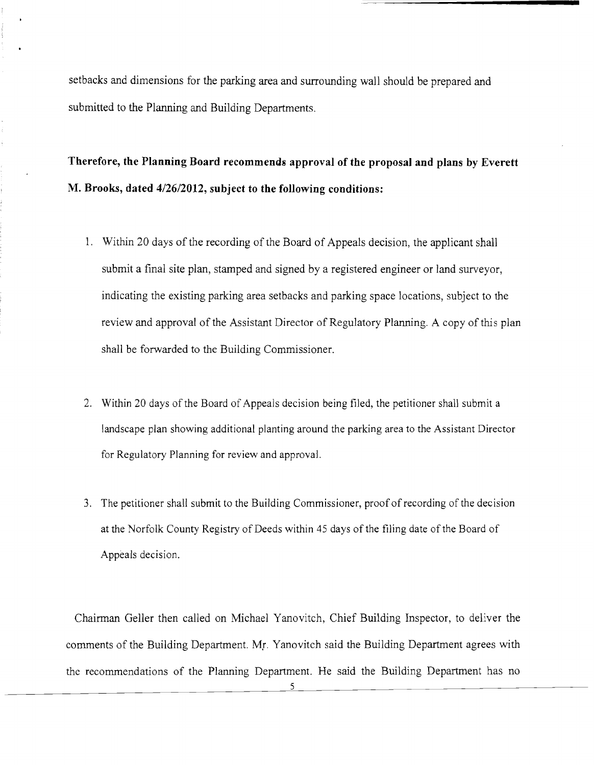setbacks and dimensions for the parking area and surrounding wall should be prepared and submitted to the Planning and Building Departments.

**Therefore, the Planning Board recommends approval of the proposal and plans by Everett M. Brooks, dated 4/26/2012, subject to the following conditions:**

1. Within 20 days of the recording of the Board of Appeals decision, the applicant shall submit a final site plan, stamped and signed by a registered engineer or land surveyor, indicating the existing parking area setbacks and parking space locations, subject to the review and approval of the Assistant Director of Regulatory Planning. A copy of this plan shall be forwarded to the Building Commissioner.

2. Within 20 days of the Board of Appeals decision being filed, the petitioner shall submit a landscape plan showing additional planting around the parking area to the Assistant Director for Regulatory Planning for review and approval.

3. The petitioner shall submit to the Building Commissioner, proof of recording of the decision at the Norfolk County Registry of Deeds within 45 days of the filing date of the Board of Appeals decision.

Chairman Geller then called on Michael Yanovitch, Chief Building Inspector, to deliver the comments of the Building Department. Mr. Yanovitch said the Building Department agrees with the recommendations of the Planning Department. He said the Building Department has no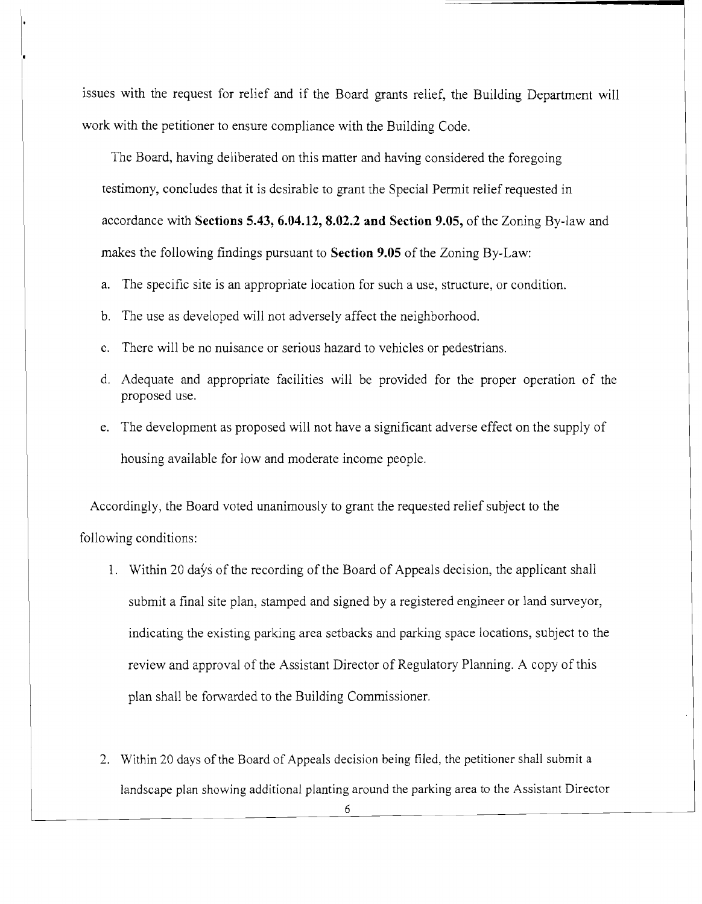issues with the request for relief and if the Board grants relief, the Building Department will work with the petitioner to ensure compliance with the Building Code.

The Board, having deliberated on this matter and having considered the foregoing testimony, concludes that it is desirable to grant the Special Permit relief requested in accordance with **Sections 5.43, 6.04.12, 8.02.2 and Section 9.05,** of the Zoning By-law and makes the following findings pursuant to **Section 9.05** of the Zoning By-Law:

a. The specific site is an appropriate location for such a use, structure, or condition.

b. The use as developed will not adversely affect the neighborhood.

c. There will be no nuisance or serious hazard to vehicles or pedestrians.

d. Adequate and appropriate facilities will be provided for the proper operation of the proposed use.

e. The development as proposed will not have a significant adverse effect on the supply of housing available for low and moderate income people.

Accordingly, the Board voted unanimously to grant the requested relief subject to the following conditions:

1. Within 20 days of the recording of the Board of Appeals decision, the applicant shall submit a final site plan, stamped and signed by a registered engineer or land surveyor, indicating the existing parking area setbacks and parking space locations, subject to the review and approval of the Assistant Director of Regulatory Planning. A copy of this plan shall be forwarded to the Building Commissioner.

2. Within 20 days of the Board of Appeals decision being filed, the petitioner shall submit a landscape plan showing additional planting around the parking area to the Assistant Director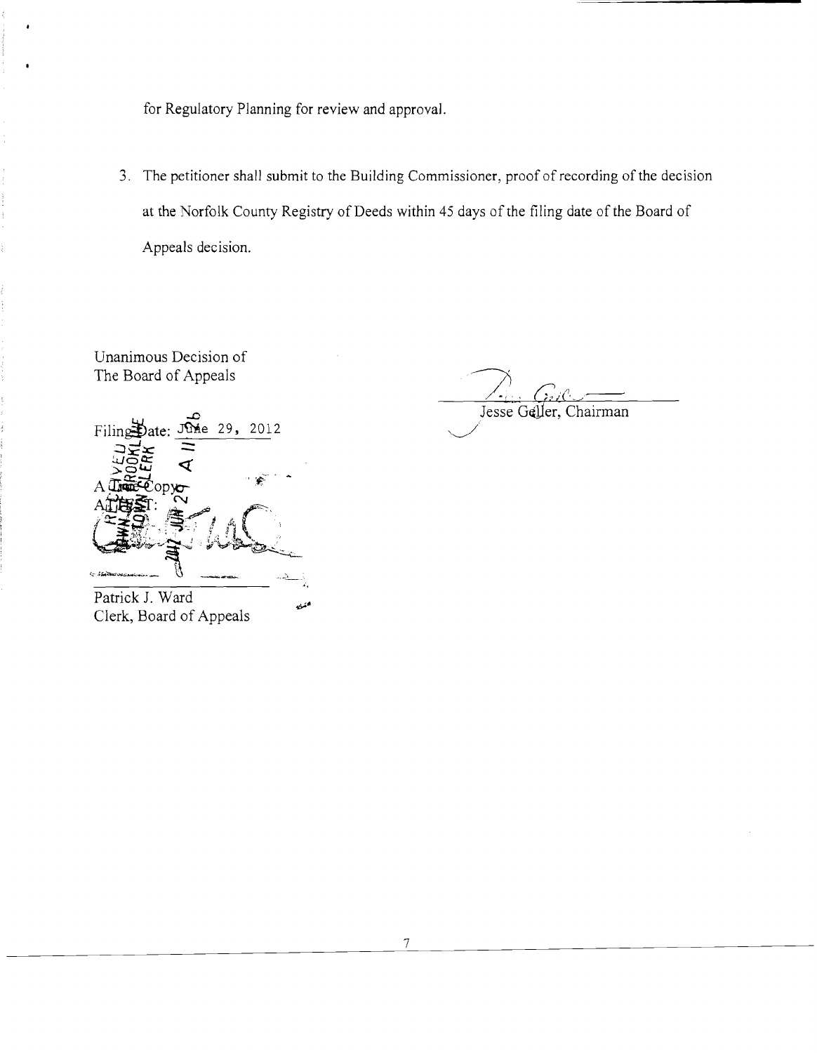for Regulatory Planning for review and approval.

3. The petitioner shall submit to the Building Commissioner, proof of recording of the decision at the Norfolk County Registry of Deeds within 45 days of the filing date of the Board of Appeals decision.

Unanimous Decision of
The Board of Appeals

Jesse Geller, Chairman

Filing Date: June 29, 2012

A True Copy
ATTEST:

Patrick J. Ward
Clerk, Board of Appeals